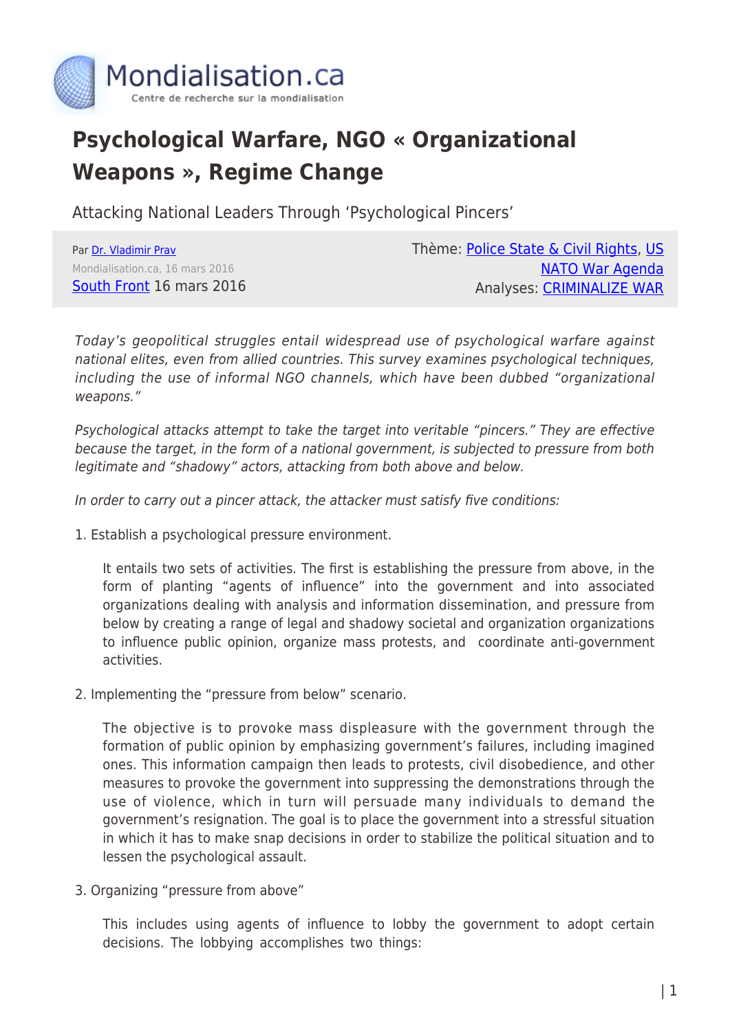Mondialisation.ca
Centre de recherche sur la mondialisation

# Psychological Warfare, NGO « Organizational Weapons », Regime Change

Attacking National Leaders Through 'Psychological Pincers'

Par [Dr. Vladimir Prav]
Mondialisation.ca, 16 mars 2016
[South Front] 16 mars 2016

Thème: [Police State & Civil Rights], [US NATO War Agenda]
Analyses: [CRIMINALIZE WAR]

*Today's geopolitical struggles entail widespread use of psychological warfare against national elites, even from allied countries. This survey examines psychological techniques, including the use of informal NGO channels, which have been dubbed "organizational weapons."*

*Psychological attacks attempt to take the target into veritable "pincers." They are effective because the target, in the form of a national government, is subjected to pressure from both legitimate and "shadowy" actors, attacking from both above and below.*

*In order to carry out a pincer attack, the attacker must satisfy five conditions:*

1. Establish a psychological pressure environment.

   It entails two sets of activities. The first is establishing the pressure from above, in the form of planting "agents of influence" into the government and into associated organizations dealing with analysis and information dissemination, and pressure from below by creating a range of legal and shadowy societal and organization organizations to influence public opinion, organize mass protests, and coordinate anti-government activities.

2. Implementing the "pressure from below" scenario.

   The objective is to provoke mass displeasure with the government through the formation of public opinion by emphasizing government's failures, including imagined ones. This information campaign then leads to protests, civil disobedience, and other measures to provoke the government into suppressing the demonstrations through the use of violence, which in turn will persuade many individuals to demand the government's resignation. The goal is to place the government into a stressful situation in which it has to make snap decisions in order to stabilize the political situation and to lessen the psychological assault.

3. Organizing "pressure from above"

   This includes using agents of influence to lobby the government to adopt certain decisions. The lobbying accomplishes two things: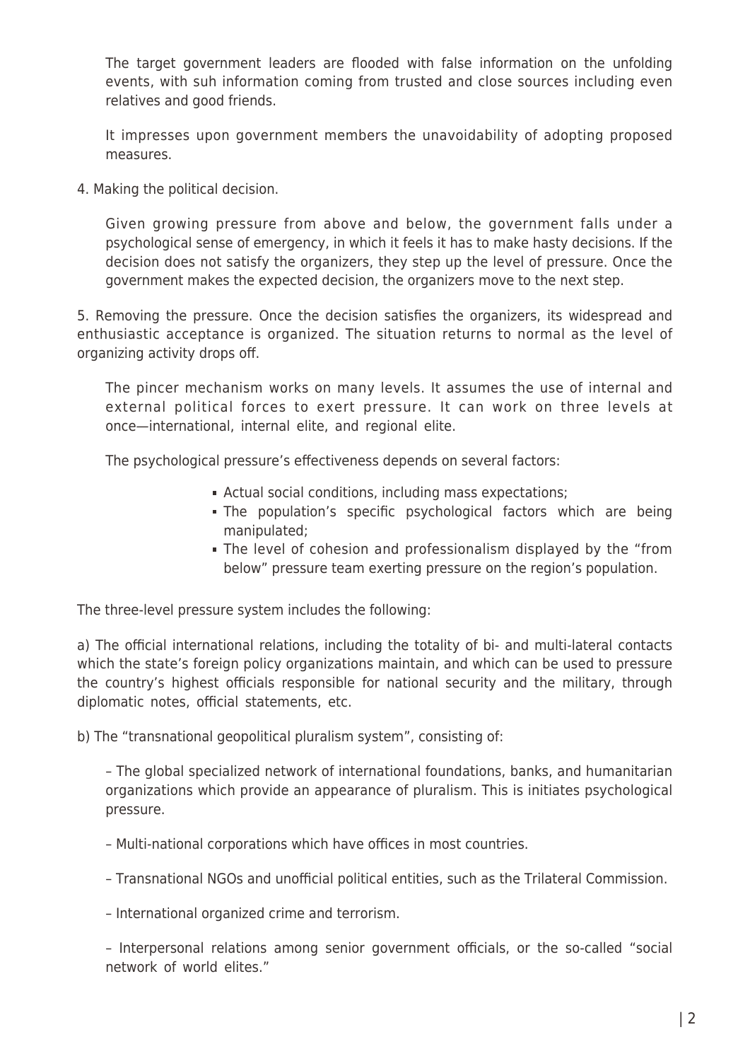The target government leaders are flooded with false information on the unfolding events, with suh information coming from trusted and close sources including even relatives and good friends.

It impresses upon government members the unavoidability of adopting proposed measures.

4. Making the political decision.

Given growing pressure from above and below, the government falls under a psychological sense of emergency, in which it feels it has to make hasty decisions. If the decision does not satisfy the organizers, they step up the level of pressure. Once the government makes the expected decision, the organizers move to the next step.

5. Removing the pressure. Once the decision satisfies the organizers, its widespread and enthusiastic acceptance is organized. The situation returns to normal as the level of organizing activity drops off.

The pincer mechanism works on many levels. It assumes the use of internal and external political forces to exert pressure. It can work on three levels at once—international, internal elite, and regional elite.

The psychological pressure's effectiveness depends on several factors:

- Actual social conditions, including mass expectations;
- The population's specific psychological factors which are being manipulated;
- The level of cohesion and professionalism displayed by the "from below" pressure team exerting pressure on the region's population.

The three-level pressure system includes the following:

a) The official international relations, including the totality of bi- and multi-lateral contacts which the state's foreign policy organizations maintain, and which can be used to pressure the country's highest officials responsible for national security and the military, through diplomatic notes, official statements, etc.

b) The "transnational geopolitical pluralism system", consisting of:

– The global specialized network of international foundations, banks, and humanitarian organizations which provide an appearance of pluralism. This is initiates psychological pressure.

– Multi-national corporations which have offices in most countries.

– Transnational NGOs and unofficial political entities, such as the Trilateral Commission.

– International organized crime and terrorism.

– Interpersonal relations among senior government officials, or the so-called "social network of world elites."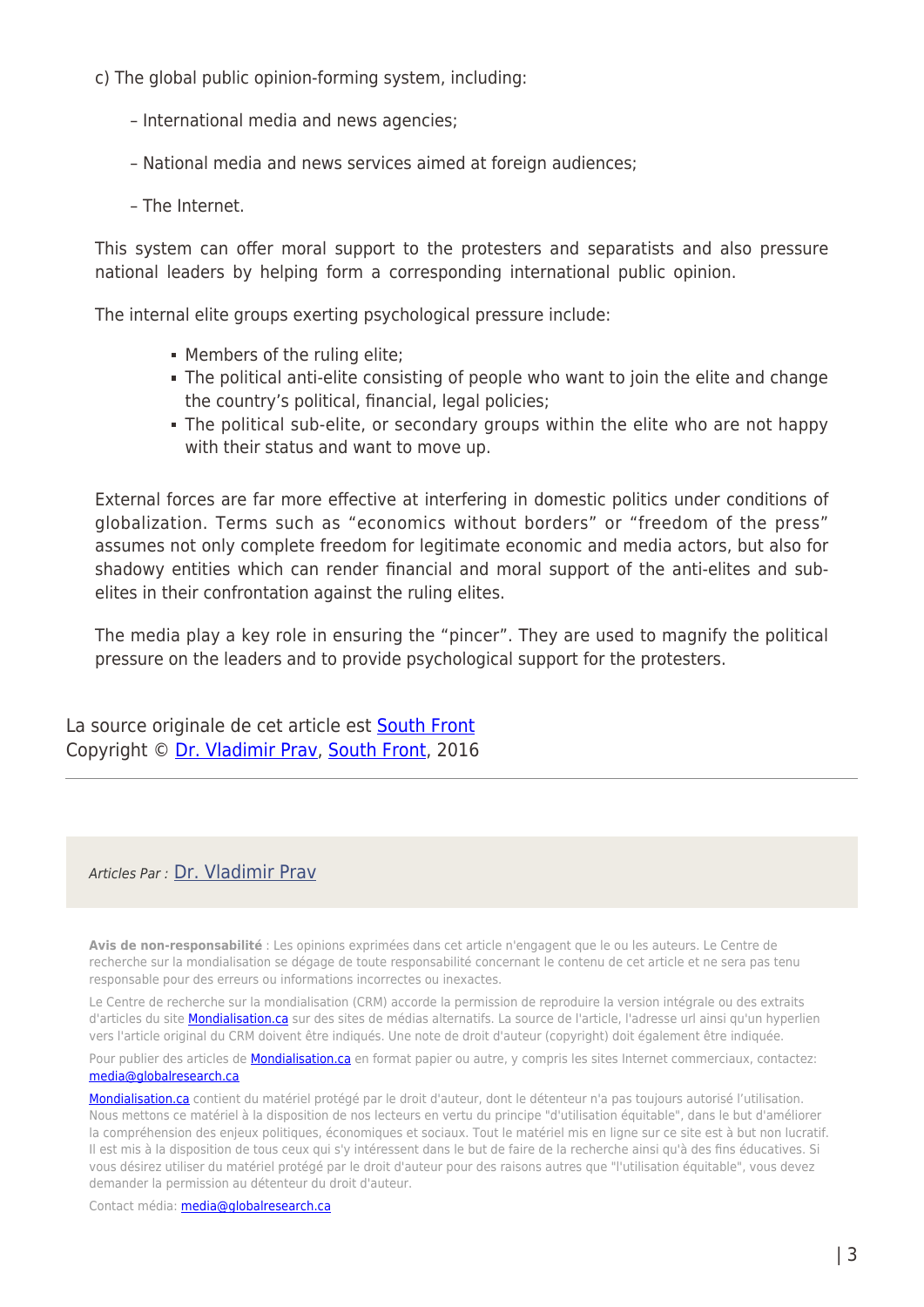c) The global public opinion-forming system, including:

– International media and news agencies;

– National media and news services aimed at foreign audiences;

– The Internet.

This system can offer moral support to the protesters and separatists and also pressure national leaders by helping form a corresponding international public opinion.

The internal elite groups exerting psychological pressure include:

- Members of the ruling elite;
- The political anti-elite consisting of people who want to join the elite and change the country's political, financial, legal policies;
- The political sub-elite, or secondary groups within the elite who are not happy with their status and want to move up.

External forces are far more effective at interfering in domestic politics under conditions of globalization. Terms such as "economics without borders" or "freedom of the press" assumes not only complete freedom for legitimate economic and media actors, but also for shadowy entities which can render financial and moral support of the anti-elites and sub-elites in their confrontation against the ruling elites.

The media play a key role in ensuring the "pincer". They are used to magnify the political pressure on the leaders and to provide psychological support for the protesters.

La source originale de cet article est South Front
Copyright © Dr. Vladimir Prav, South Front, 2016

*Articles Par :* Dr. Vladimir Prav

**Avis de non-responsabilité** : Les opinions exprimées dans cet article n'engagent que le ou les auteurs. Le Centre de recherche sur la mondialisation se dégage de toute responsabilité concernant le contenu de cet article et ne sera pas tenu responsable pour des erreurs ou informations incorrectes ou inexactes.

Le Centre de recherche sur la mondialisation (CRM) accorde la permission de reproduire la version intégrale ou des extraits d'articles du site Mondialisation.ca sur des sites de médias alternatifs. La source de l'article, l'adresse url ainsi qu'un hyperlien vers l'article original du CRM doivent être indiqués. Une note de droit d'auteur (copyright) doit également être indiquée.

Pour publier des articles de Mondialisation.ca en format papier ou autre, y compris les sites Internet commerciaux, contactez: media@globalresearch.ca

Mondialisation.ca contient du matériel protégé par le droit d'auteur, dont le détenteur n'a pas toujours autorisé l'utilisation. Nous mettons ce matériel à la disposition de nos lecteurs en vertu du principe "d'utilisation équitable", dans le but d'améliorer la compréhension des enjeux politiques, économiques et sociaux. Tout le matériel mis en ligne sur ce site est à but non lucratif. Il est mis à la disposition de tous ceux qui s'y intéressent dans le but de faire de la recherche ainsi qu'à des fins éducatives. Si vous désirez utiliser du matériel protégé par le droit d'auteur pour des raisons autres que "l'utilisation équitable", vous devez demander la permission au détenteur du droit d'auteur.

Contact média: media@globalresearch.ca